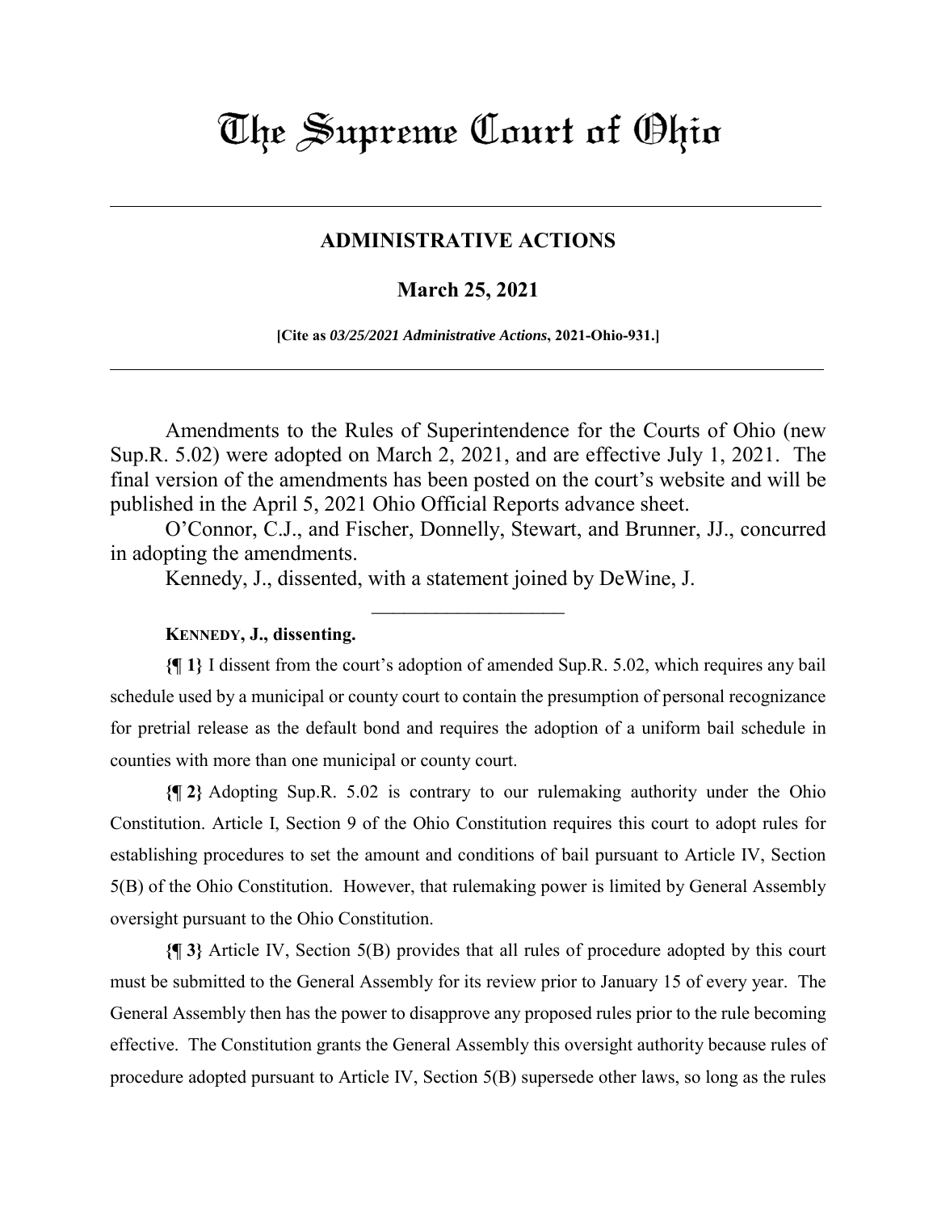# The Supreme Court of Ohio

## ADMINISTRATIVE ACTIONS

### March 25, 2021

**[Cite as *03/25/2021 Administrative Actions*, 2021-Ohio-931.]**

Amendments to the Rules of Superintendence for the Courts of Ohio (new Sup.R. 5.02) were adopted on March 2, 2021, and are effective July 1, 2021. The final version of the amendments has been posted on the court's website and will be published in the April 5, 2021 Ohio Official Reports advance sheet.

O'Connor, C.J., and Fischer, Donnelly, Stewart, and Brunner, JJ., concurred in adopting the amendments.

Kennedy, J., dissented, with a statement joined by DeWine, J.

---

**KENNEDY, J., dissenting.**

**{¶ 1}** I dissent from the court's adoption of amended Sup.R. 5.02, which requires any bail schedule used by a municipal or county court to contain the presumption of personal recognizance for pretrial release as the default bond and requires the adoption of a uniform bail schedule in counties with more than one municipal or county court.

**{¶ 2}** Adopting Sup.R. 5.02 is contrary to our rulemaking authority under the Ohio Constitution. Article I, Section 9 of the Ohio Constitution requires this court to adopt rules for establishing procedures to set the amount and conditions of bail pursuant to Article IV, Section 5(B) of the Ohio Constitution. However, that rulemaking power is limited by General Assembly oversight pursuant to the Ohio Constitution.

**{¶ 3}** Article IV, Section 5(B) provides that all rules of procedure adopted by this court must be submitted to the General Assembly for its review prior to January 15 of every year. The General Assembly then has the power to disapprove any proposed rules prior to the rule becoming effective. The Constitution grants the General Assembly this oversight authority because rules of procedure adopted pursuant to Article IV, Section 5(B) supersede other laws, so long as the rules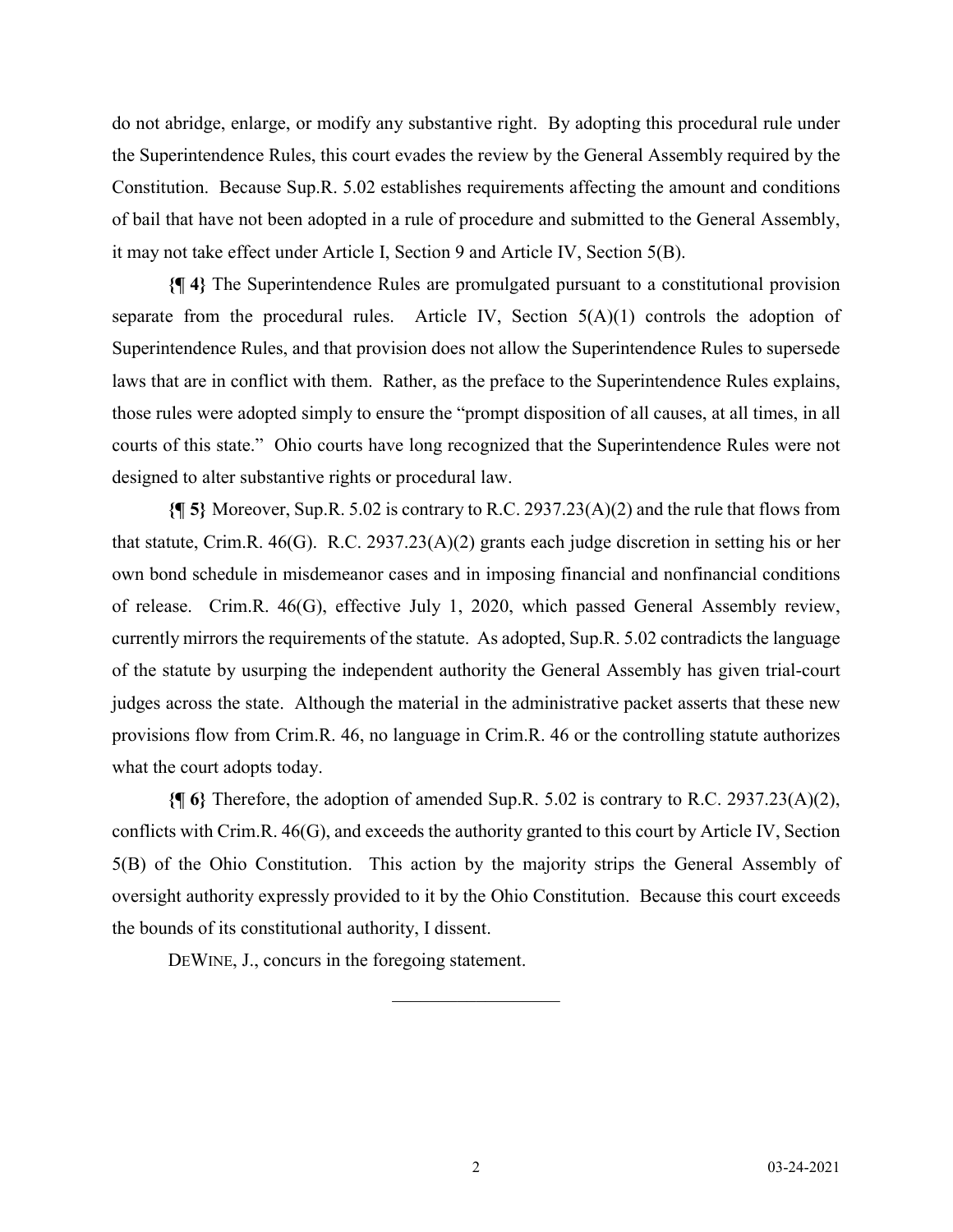do not abridge, enlarge, or modify any substantive right. By adopting this procedural rule under the Superintendence Rules, this court evades the review by the General Assembly required by the Constitution. Because Sup.R. 5.02 establishes requirements affecting the amount and conditions of bail that have not been adopted in a rule of procedure and submitted to the General Assembly, it may not take effect under Article I, Section 9 and Article IV, Section 5(B).

**{¶ 4}** The Superintendence Rules are promulgated pursuant to a constitutional provision separate from the procedural rules. Article IV, Section 5(A)(1) controls the adoption of Superintendence Rules, and that provision does not allow the Superintendence Rules to supersede laws that are in conflict with them. Rather, as the preface to the Superintendence Rules explains, those rules were adopted simply to ensure the "prompt disposition of all causes, at all times, in all courts of this state." Ohio courts have long recognized that the Superintendence Rules were not designed to alter substantive rights or procedural law.

**{¶ 5}** Moreover, Sup.R. 5.02 is contrary to R.C. 2937.23(A)(2) and the rule that flows from that statute, Crim.R. 46(G). R.C. 2937.23(A)(2) grants each judge discretion in setting his or her own bond schedule in misdemeanor cases and in imposing financial and nonfinancial conditions of release. Crim.R. 46(G), effective July 1, 2020, which passed General Assembly review, currently mirrors the requirements of the statute. As adopted, Sup.R. 5.02 contradicts the language of the statute by usurping the independent authority the General Assembly has given trial-court judges across the state. Although the material in the administrative packet asserts that these new provisions flow from Crim.R. 46, no language in Crim.R. 46 or the controlling statute authorizes what the court adopts today.

**{¶ 6}** Therefore, the adoption of amended Sup.R. 5.02 is contrary to R.C. 2937.23(A)(2), conflicts with Crim.R. 46(G), and exceeds the authority granted to this court by Article IV, Section 5(B) of the Ohio Constitution. This action by the majority strips the General Assembly of oversight authority expressly provided to it by the Ohio Constitution. Because this court exceeds the bounds of its constitutional authority, I dissent.

DEWINE, J., concurs in the foregoing statement.

---